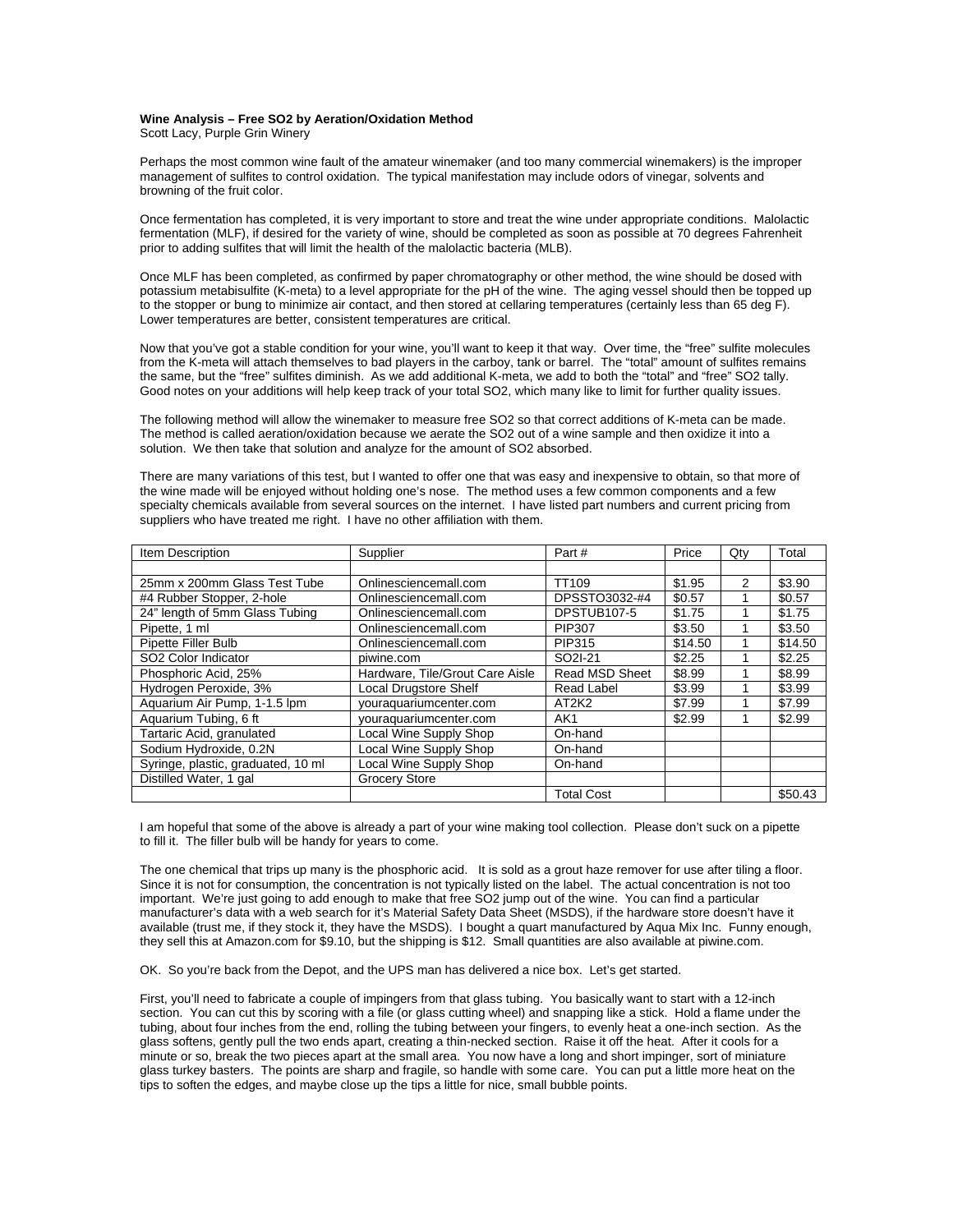**Wine Analysis – Free $SO_2$ by Aeration/Oxidation Method**
Scott Lacy, Purple Grin Winery

Perhaps the most common wine fault of the amateur winemaker (and too many commercial winemakers) is the improper management of sulfites to control oxidation. The typical manifestation may include odors of vinegar, solvents and browning of the fruit color.

Once fermentation has completed, it is very important to store and treat the wine under appropriate conditions. Malolactic fermentation (MLF), if desired for the variety of wine, should be completed as soon as possible at 70 degrees Fahrenheit prior to adding sulfites that will limit the health of the malolactic bacteria (MLB).

Once MLF has been completed, as confirmed by paper chromatography or other method, the wine should be dosed with potassium metabisulfite (K-meta) to a level appropriate for the pH of the wine. The aging vessel should then be topped up to the stopper or bung to minimize air contact, and then stored at cellaring temperatures (certainly less than 65 deg F). Lower temperatures are better, consistent temperatures are critical.

Now that you've got a stable condition for your wine, you'll want to keep it that way. Over time, the "free" sulfite molecules from the K-meta will attach themselves to bad players in the carboy, tank or barrel. The "total" amount of sulfites remains the same, but the "free" sulfites diminish. As we add additional K-meta, we add to both the "total" and "free" $SO_2$ tally. Good notes on your additions will help keep track of your total $SO_2$, which many like to limit for further quality issues.

The following method will allow the winemaker to measure free $SO_2$ so that correct additions of K-meta can be made. The method is called aeration/oxidation because we aerate the $SO_2$ out of a wine sample and then oxidize it into a solution. We then take that solution and analyze for the amount of $SO_2$ absorbed.

There are many variations of this test, but I wanted to offer one that was easy and inexpensive to obtain, so that more of the wine made will be enjoyed without holding one's nose. The method uses a few common components and a few specialty chemicals available from several sources on the internet. I have listed part numbers and current pricing from suppliers who have treated me right. I have no other affiliation with them.

| Item Description | Supplier | Part # | Price | Qty | Total |
|---|---|---|---|---|---|
| | | | | | |
| 25mm x 200mm Glass Test Tube | Onlinesciencemall.com | TT109 | $1.95 | 2 | $3.90 |
| #4 Rubber Stopper, 2-hole | Onlinesciencemall.com | DPSSTO3032-#4 | $0.57 | 1 | $0.57 |
| 24" length of 5mm Glass Tubing | Onlinesciencemall.com | DPSTUB107-5 | $1.75 | 1 | $1.75 |
| Pipette, 1 ml | Onlinesciencemall.com | PIP307 | $3.50 | 1 | $3.50 |
| Pipette Filler Bulb | Onlinesciencemall.com | PIP315 | $14.50 | 1 | $14.50 |
| SO2 Color Indicator | piwine.com | SO2I-21 | $2.25 | 1 | $2.25 |
| Phosphoric Acid, 25% | Hardware, Tile/Grout Care Aisle | Read MSD Sheet | $8.99 | 1 | $8.99 |
| Hydrogen Peroxide, 3% | Local Drugstore Shelf | Read Label | $3.99 | 1 | $3.99 |
| Aquarium Air Pump, 1-1.5 lpm | youraquariumcenter.com | AT2K2 | $7.99 | 1 | $7.99 |
| Aquarium Tubing, 6 ft | youraquariumcenter.com | AK1 | $2.99 | 1 | $2.99 |
| Tartaric Acid, granulated | Local Wine Supply Shop | On-hand | | | |
| Sodium Hydroxide, 0.2N | Local Wine Supply Shop | On-hand | | | |
| Syringe, plastic, graduated, 10 ml | Local Wine Supply Shop | On-hand | | | |
| Distilled Water, 1 gal | Grocery Store | | | | |
| | | Total Cost | | | $50.43 |

I am hopeful that some of the above is already a part of your wine making tool collection. Please don't suck on a pipette to fill it. The filler bulb will be handy for years to come.

The one chemical that trips up many is the phosphoric acid. It is sold as a grout haze remover for use after tiling a floor. Since it is not for consumption, the concentration is not typically listed on the label. The actual concentration is not too important. We're just going to add enough to make that free $SO_2$ jump out of the wine. You can find a particular manufacturer's data with a web search for it's Material Safety Data Sheet (MSDS), if the hardware store doesn't have it available (trust me, if they stock it, they have the MSDS). I bought a quart manufactured by Aqua Mix Inc. Funny enough, they sell this at Amazon.com for $9.10, but the shipping is $12. Small quantities are also available at piwine.com.

OK. So you're back from the Depot, and the UPS man has delivered a nice box. Let's get started.

First, you'll need to fabricate a couple of impingers from that glass tubing. You basically want to start with a 12-inch section. You can cut this by scoring with a file (or glass cutting wheel) and snapping like a stick. Hold a flame under the tubing, about four inches from the end, rolling the tubing between your fingers, to evenly heat a one-inch section. As the glass softens, gently pull the two ends apart, creating a thin-necked section. Raise it off the heat. After it cools for a minute or so, break the two pieces apart at the small area. You now have a long and short impinger, sort of miniature glass turkey basters. The points are sharp and fragile, so handle with some care. You can put a little more heat on the tips to soften the edges, and maybe close up the tips a little for nice, small bubble points.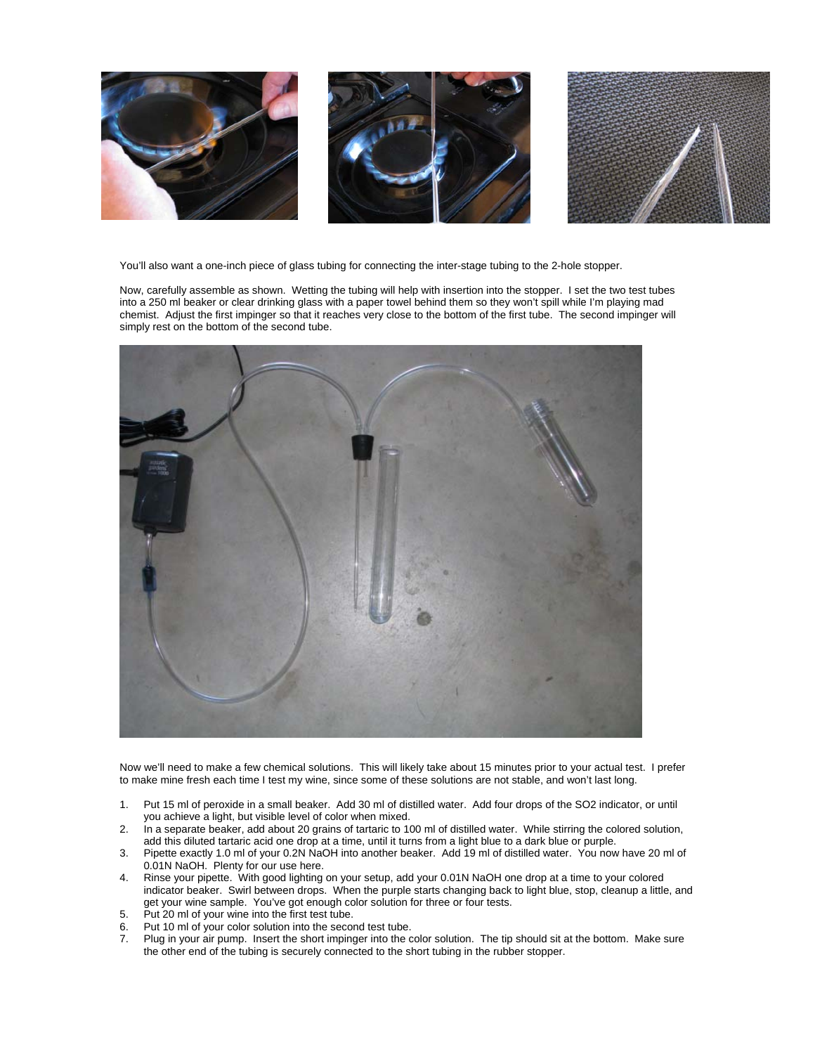You'll also want a one-inch piece of glass tubing for connecting the inter-stage tubing to the 2-hole stopper.

Now, carefully assemble as shown. Wetting the tubing will help with insertion into the stopper. I set the two test tubes into a 250 ml beaker or clear drinking glass with a paper towel behind them so they won't spill while I'm playing mad chemist. Adjust the first impinger so that it reaches very close to the bottom of the first tube. The second impinger will simply rest on the bottom of the second tube.

Now we'll need to make a few chemical solutions. This will likely take about 15 minutes prior to your actual test. I prefer to make mine fresh each time I test my wine, since some of these solutions are not stable, and won't last long.

1. Put 15 ml of peroxide in a small beaker. Add 30 ml of distilled water. Add four drops of the $SO_2$ indicator, or until you achieve a light, but visible level of color when mixed.
2. In a separate beaker, add about 20 grains of tartaric to 100 ml of distilled water. While stirring the colored solution, add this diluted tartaric acid one drop at a time, until it turns from a light blue to a dark blue or purple.
3. Pipette exactly 1.0 ml of your 0.2N NaOH into another beaker. Add 19 ml of distilled water. You now have 20 ml of 0.01N NaOH. Plenty for our use here.
4. Rinse your pipette. With good lighting on your setup, add your 0.01N NaOH one drop at a time to your colored indicator beaker. Swirl between drops. When the purple starts changing back to light blue, stop, cleanup a little, and get your wine sample. You've got enough color solution for three or four tests.
5. Put 20 ml of your wine into the first test tube.
6. Put 10 ml of your color solution into the second test tube.
7. Plug in your air pump. Insert the short impinger into the color solution. The tip should sit at the bottom. Make sure the other end of the tubing is securely connected to the short tubing in the rubber stopper.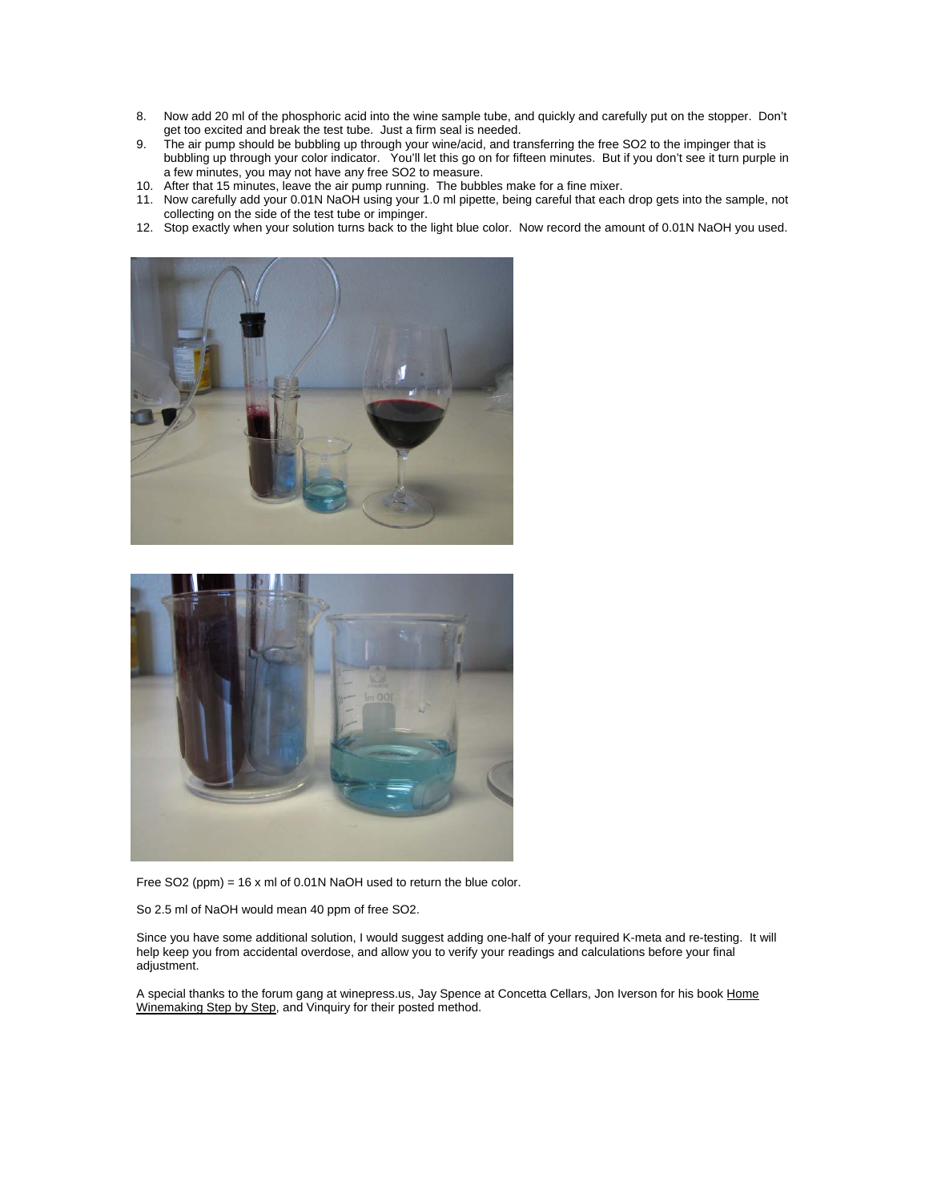8. Now add 20 ml of the phosphoric acid into the wine sample tube, and quickly and carefully put on the stopper. Don't get too excited and break the test tube. Just a firm seal is needed.
9. The air pump should be bubbling up through your wine/acid, and transferring the free $SO_2$ to the impinger that is bubbling up through your color indicator. You'll let this go on for fifteen minutes. But if you don't see it turn purple in a few minutes, you may not have any free $SO_2$ to measure.
10. After that 15 minutes, leave the air pump running. The bubbles make for a fine mixer.
11. Now carefully add your 0.01N NaOH using your 1.0 ml pipette, being careful that each drop gets into the sample, not collecting on the side of the test tube or impinger.
12. Stop exactly when your solution turns back to the light blue color. Now record the amount of 0.01N NaOH you used.

Free $SO_2$ (ppm) = 16 x ml of 0.01N NaOH used to return the blue color.

So 2.5 ml of NaOH would mean 40 ppm of free $SO_2$.

Since you have some additional solution, I would suggest adding one-half of your required K-meta and re-testing. It will help keep you from accidental overdose, and allow you to verify your readings and calculations before your final adjustment.

A special thanks to the forum gang at winepress.us, Jay Spence at Concetta Cellars, Jon Iverson for his book Home Winemaking Step by Step, and Vinquiry for their posted method.